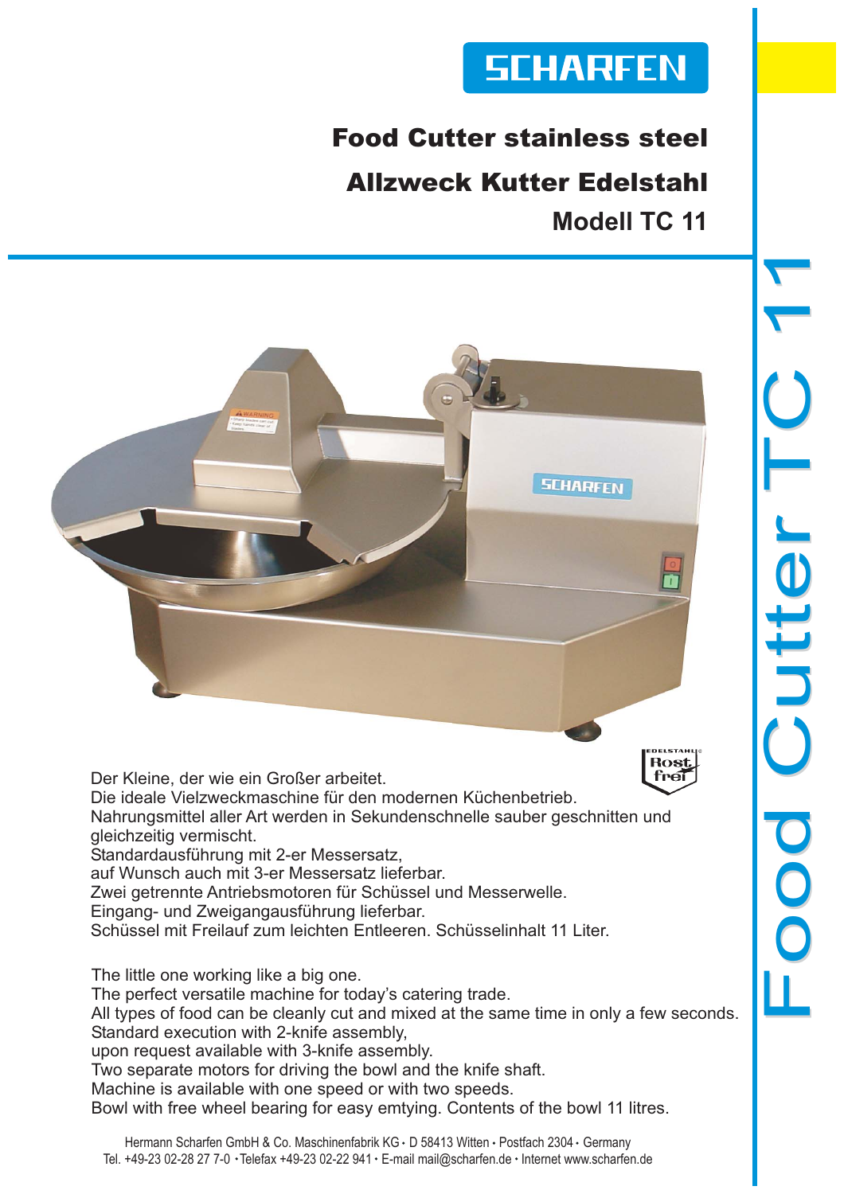SCHARFEN

# Food Cutter stainless steel

# Allzweck Kutter Edelstahl

## Modell TC 11

Food Cutter TC 11

Der Kleine, der wie ein Großer arbeitet.
Die ideale Vielzweckmaschine für den modernen Küchenbetrieb.
Nahrungsmittel aller Art werden in Sekundenschnelle sauber geschnitten und gleichzeitig vermischt.
Standardausführung mit 2-er Messersatz,
auf Wunsch auch mit 3-er Messersatz lieferbar.
Zwei getrennte Antriebsmotoren für Schüssel und Messerwelle.
Eingang- und Zweigangausführung lieferbar.
Schüssel mit Freilauf zum leichten Entleeren. Schüsselinhalt 11 Liter.

The little one working like a big one.
The perfect versatile machine for today's catering trade.
All types of food can be cleanly cut and mixed at the same time in only a few seconds.
Standard execution with 2-knife assembly,
upon request available with 3-knife assembly.
Two separate motors for driving the bowl and the knife shaft.
Machine is available with one speed or with two speeds.
Bowl with free wheel bearing for easy emtying. Contents of the bowl 11 litres.

Hermann Scharfen GmbH & Co. Maschinenfabrik KG • D 58413 Witten • Postfach 2304 • Germany
Tel. +49-23 02-28 27 7-0 • Telefax +49-23 02-22 941 • E-mail mail@scharfen.de • Internet www.scharfen.de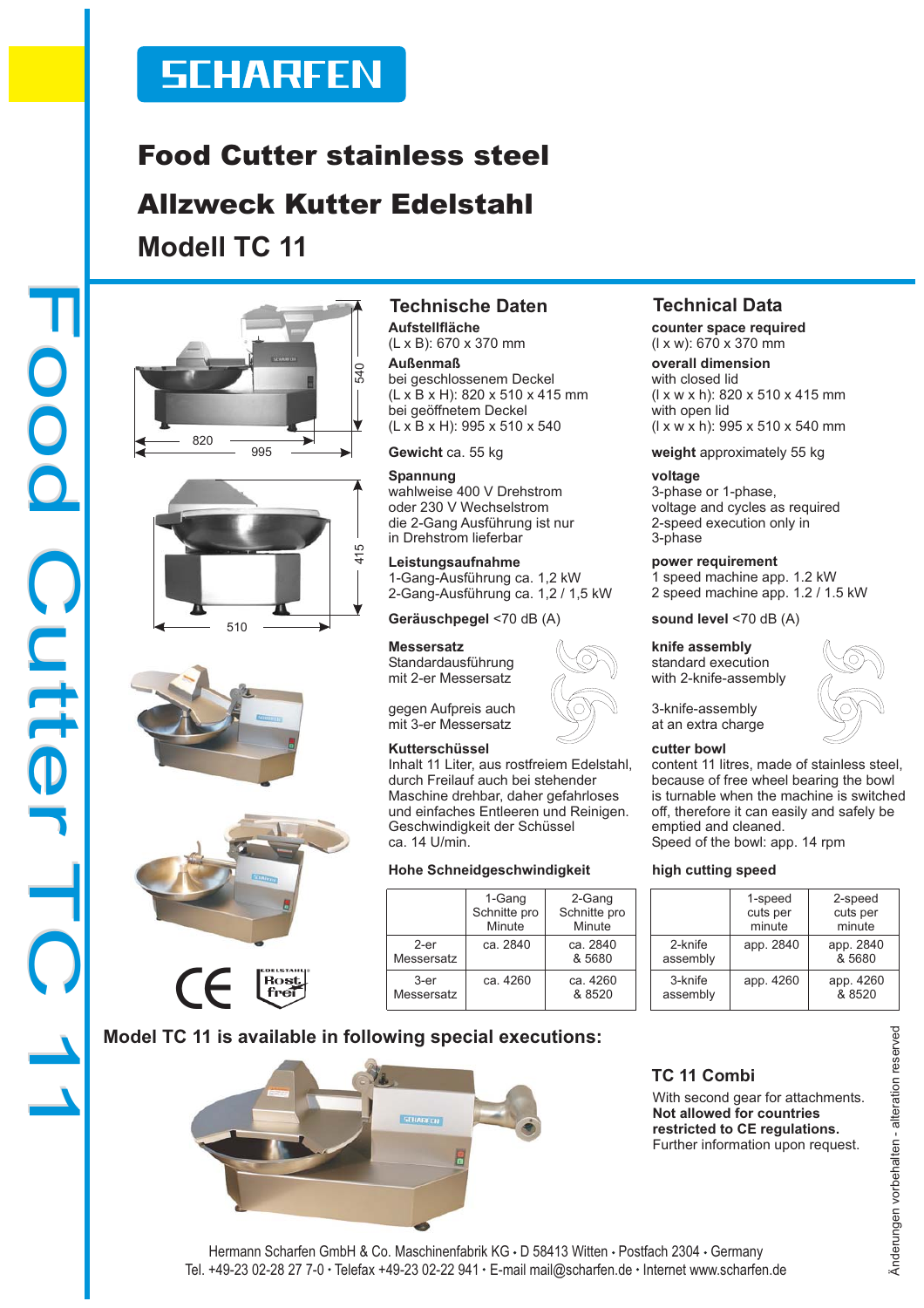SCHARFEN

# Food Cutter stainless steel

# Allzweck Kutter Edelstahl

## Modell TC 11

820

995

540

415

510

CE

EDELSTAHL Rost frei

## Technische Daten

**Aufstellfläche**
(L x B): 670 x 370 mm

**Außenmaß**
bei geschlossenem Deckel
(L x B x H): 820 x 510 x 415 mm
bei geöffnetem Deckel
(L x B x H): 995 x 510 x 540

**Gewicht** ca. 55 kg

**Spannung**
wahlweise 400 V Drehstrom
oder 230 V Wechselstrom
die 2-Gang Ausführung ist nur
in Drehstrom lieferbar

**Leistungsaufnahme**
1-Gang-Ausführung ca. 1,2 kW
2-Gang-Ausführung ca. 1,2 / 1,5 kW

**Geräuschpegel** <70 dB (A)

**Messersatz**
Standardausführung
mit 2-er Messersatz

gegen Aufpreis auch
mit 3-er Messersatz

**Kutterschüssel**
Inhalt 11 Liter, aus rostfreiem Edelstahl, durch Freilauf auch bei stehender Maschine drehbar, daher gefahrloses und einfaches Entleeren und Reinigen. Geschwindigkeit der Schüssel
ca. 14 U/min.

**Hohe Schneidgeschwindigkeit**

| | 1-Gang Schnitte pro Minute | 2-Gang Schnitte pro Minute |
|---|---|---|
| 2-er Messersatz | ca. 2840 | ca. 2840 & 5680 |
| 3-er Messersatz | ca. 4260 | ca. 4260 & 8520 |

## Technical Data

**counter space required**
(l x w): 670 x 370 mm

**overall dimension**
with closed lid
(l x w x h): 820 x 510 x 415 mm
with open lid
(l x w x h): 995 x 510 x 540 mm

**weight** approximately 55 kg

**voltage**
3-phase or 1-phase,
voltage and cycles as required
2-speed execution only in
3-phase

**power requirement**
1 speed machine app. 1.2 kW
2 speed machine app. 1.2 / 1.5 kW

**sound level** <70 dB (A)

**knife assembly**
standard execution
with 2-knife-assembly

3-knife-assembly
at an extra charge

**cutter bowl**
content 11 litres, made of stainless steel, because of free wheel bearing the bowl is turnable when the machine is switched off, therefore it can easily and safely be emptied and cleaned.
Speed of the bowl: app. 14 rpm

**high cutting speed**

| | 1-speed cuts per minute | 2-speed cuts per minute |
|---|---|---|
| 2-knife assembly | app. 2840 | app. 2840 & 5680 |
| 3-knife assembly | app. 4260 | app. 4260 & 8520 |

**Model TC 11 is available in following special executions:**

### TC 11 Combi

With second gear for attachments.
**Not allowed for countries restricted to CE regulations.**
Further information upon request.

Hermann Scharfen GmbH & Co. Maschinenfabrik KG • D 58413 Witten • Postfach 2304 • Germany
Tel. +49-23 02-28 27 7-0 • Telefax +49-23 02-22 941 • E-mail mail@scharfen.de • Internet www.scharfen.de

Änderungen vorbehalten - alteration reserved